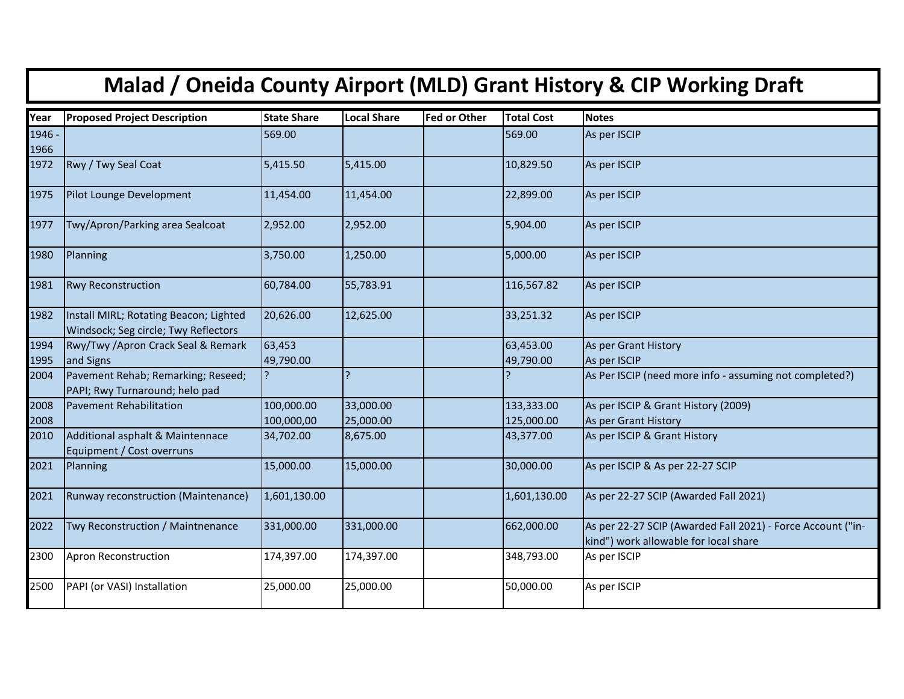# Malad / Oneida County Airport (MLD) Grant History & CIP Working Draft

| Year | Proposed Project Description | State Share | Local Share | Fed or Other | Total Cost | Notes |
|---|---|---|---|---|---|---|
| 1946 - 1966 | | 569.00 | | | 569.00 | As per ISCIP |
| 1972 | Rwy / Twy Seal Coat | 5,415.50 | 5,415.00 | | 10,829.50 | As per ISCIP |
| 1975 | Pilot Lounge Development | 11,454.00 | 11,454.00 | | 22,899.00 | As per ISCIP |
| 1977 | Twy/Apron/Parking area Sealcoat | 2,952.00 | 2,952.00 | | 5,904.00 | As per ISCIP |
| 1980 | Planning | 3,750.00 | 1,250.00 | | 5,000.00 | As per ISCIP |
| 1981 | Rwy Reconstruction | 60,784.00 | 55,783.91 | | 116,567.82 | As per ISCIP |
| 1982 | Install MIRL; Rotating Beacon; Lighted Windsock; Seg circle; Twy Reflectors | 20,626.00 | 12,625.00 | | 33,251.32 | As per ISCIP |
| 1994<br>1995 | Rwy/Twy /Apron Crack Seal & Remark and Signs | 63,453<br>49,790.00 | | | 63,453.00<br>49,790.00 | As per Grant History<br>As per ISCIP |
| 2004 | Pavement Rehab; Remarking; Reseed; PAPI; Rwy Turnaround; helo pad | ? | ? | | ? | As Per ISCIP (need more info - assuming not completed?) |
| 2008<br>2008 | Pavement Rehabilitation | 100,000.00<br>100,000,00 | 33,000.00<br>25,000.00 | | 133,333.00<br>125,000.00 | As per ISCIP & Grant History (2009)<br>As per Grant History |
| 2010 | Additional asphalt & Maintennace Equipment / Cost overruns | 34,702.00 | 8,675.00 | | 43,377.00 | As per ISCIP & Grant History |
| 2021 | Planning | 15,000.00 | 15,000.00 | | 30,000.00 | As per ISCIP & As per 22-27 SCIP |
| 2021 | Runway reconstruction (Maintenance) | 1,601,130.00 | | | 1,601,130.00 | As per 22-27 SCIP (Awarded Fall 2021) |
| 2022 | Twy Reconstruction / Maintnenance | 331,000.00 | 331,000.00 | | 662,000.00 | As per 22-27 SCIP (Awarded Fall 2021) - Force Account ("in-kind") work allowable for local share |
| 2300 | Apron Reconstruction | 174,397.00 | 174,397.00 | | 348,793.00 | As per ISCIP |
| 2500 | PAPI (or VASI) Installation | 25,000.00 | 25,000.00 | | 50,000.00 | As per ISCIP |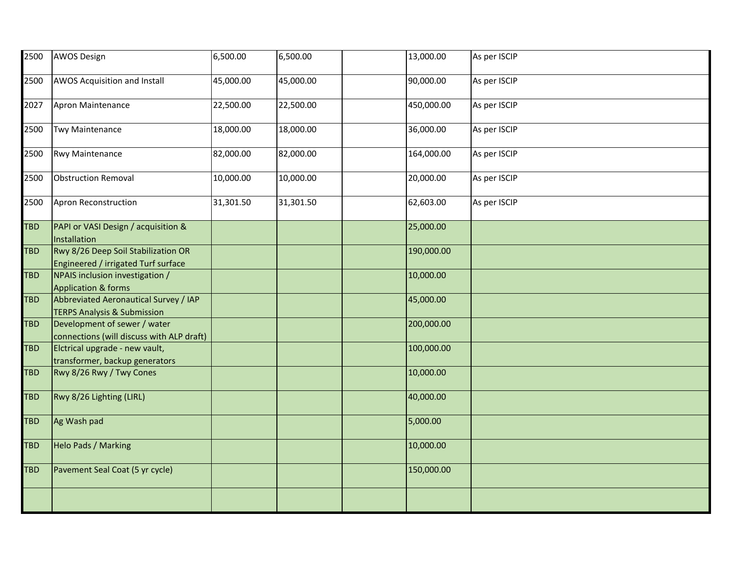| | | | | | | |
|---|---|---|---|---|---|---|
| 2500 | AWOS Design | 6,500.00 | 6,500.00 | | 13,000.00 | As per ISCIP |
| 2500 | AWOS Acquisition and Install | 45,000.00 | 45,000.00 | | 90,000.00 | As per ISCIP |
| 2027 | Apron Maintenance | 22,500.00 | 22,500.00 | | 450,000.00 | As per ISCIP |
| 2500 | Twy Maintenance | 18,000.00 | 18,000.00 | | 36,000.00 | As per ISCIP |
| 2500 | Rwy Maintenance | 82,000.00 | 82,000.00 | | 164,000.00 | As per ISCIP |
| 2500 | Obstruction Removal | 10,000.00 | 10,000.00 | | 20,000.00 | As per ISCIP |
| 2500 | Apron Reconstruction | 31,301.50 | 31,301.50 | | 62,603.00 | As per ISCIP |
| TBD | PAPI or VASI Design / acquisition & Installation | | | | 25,000.00 | |
| TBD | Rwy 8/26 Deep Soil Stabilization OR Engineered / irrigated Turf surface | | | | 190,000.00 | |
| TBD | NPAIS inclusion investigation / Application & forms | | | | 10,000.00 | |
| TBD | Abbreviated Aeronautical Survey / IAP TERPS Analysis & Submission | | | | 45,000.00 | |
| TBD | Development of sewer / water connections (will discuss with ALP draft) | | | | 200,000.00 | |
| TBD | Elctrical upgrade - new vault, transformer, backup generators | | | | 100,000.00 | |
| TBD | Rwy 8/26 Rwy / Twy Cones | | | | 10,000.00 | |
| TBD | Rwy 8/26 Lighting (LIRL) | | | | 40,000.00 | |
| TBD | Ag Wash pad | | | | 5,000.00 | |
| TBD | Helo Pads / Marking | | | | 10,000.00 | |
| TBD | Pavement Seal Coat (5 yr cycle) | | | | 150,000.00 | |
| | | | | | | |